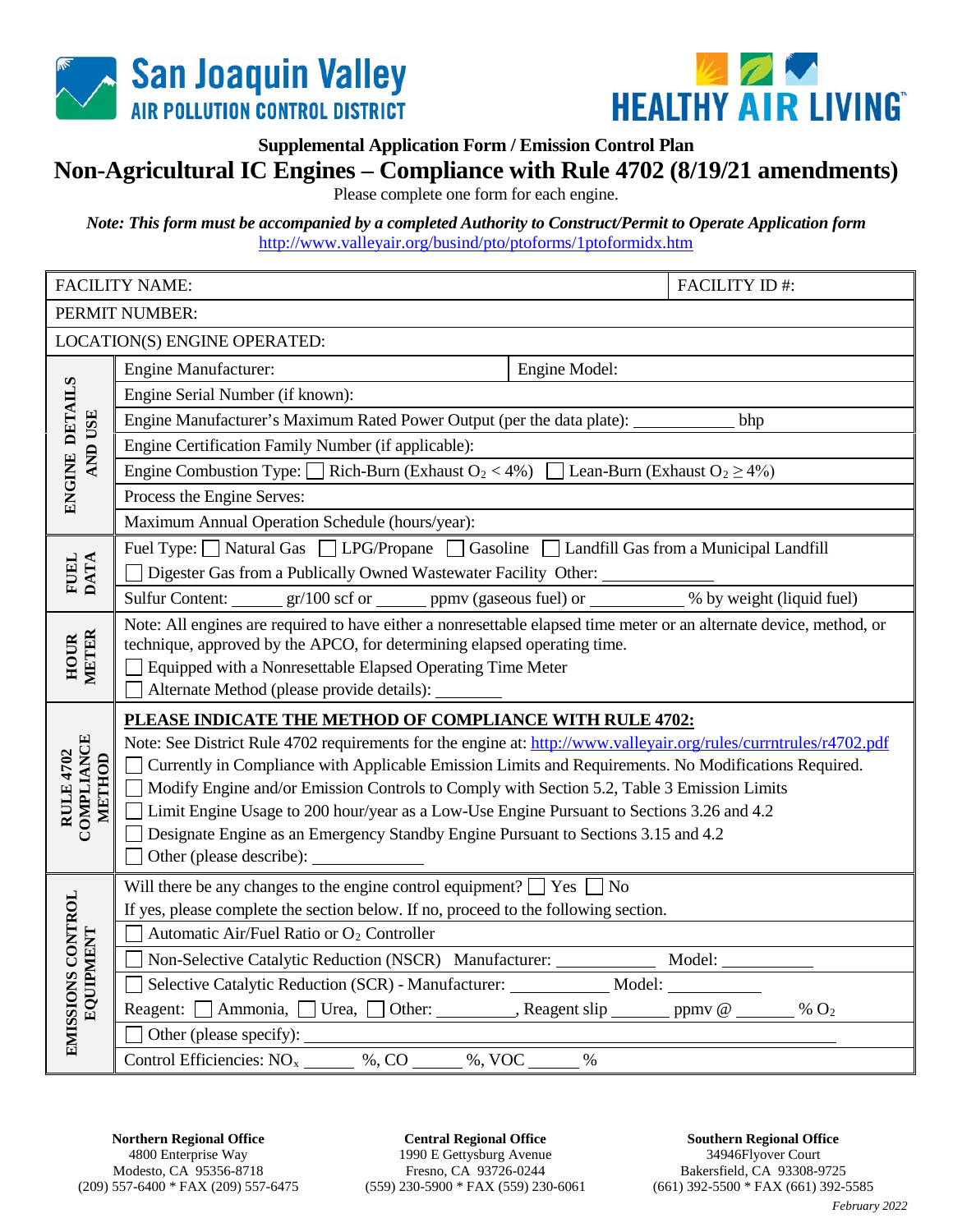San Joaquin Valley AIR POLLUTION CONTROL DISTRICT

HEALTHY AIR LIVING™

**Supplemental Application Form / Emission Control Plan**

# Non-Agricultural IC Engines – Compliance with Rule 4702 (8/19/21 amendments)

Please complete one form for each engine.

*Note: This form must be accompanied by a completed Authority to Construct/Permit to Operate Application form*
http://www.valleyair.org/busind/pto/ptoforms/1ptoformidx.htm

| | | |
|---|---|---|
| FACILITY NAME: | | FACILITY ID #: |
| PERMIT NUMBER: | | |
| LOCATION(S) ENGINE OPERATED: | | |

| Section | Details |
|---|---|
| **ENGINE DETAILS AND USE** | Engine Manufacturer: ____ Engine Model: ____ |
| | Engine Serial Number (if known): |
| | Engine Manufacturer's Maximum Rated Power Output (per the data plate): ____________ bhp |
| | Engine Certification Family Number (if applicable): |
| | Engine Combustion Type: ☐ Rich-Burn (Exhaust $O_2 < 4\%$) ☐ Lean-Burn (Exhaust $O_2 \geq 4\%$) |
| | Process the Engine Serves: |
| | Maximum Annual Operation Schedule (hours/year): |
| **FUEL DATA** | Fuel Type: ☐ Natural Gas ☐ LPG/Propane ☐ Gasoline ☐ Landfill Gas from a Municipal Landfill ☐ Digester Gas from a Publically Owned Wastewater Facility Other: ____________ |
| | Sulfur Content: ______ gr/100 scf or ______ ppmv (gaseous fuel) or __________ % by weight (liquid fuel) |
| **HOUR METER** | Note: All engines are required to have either a nonresettable elapsed time meter or an alternate device, method, or technique, approved by the APCO, for determining elapsed operating time.<br>☐ Equipped with a Nonresettable Elapsed Operating Time Meter<br>☐ Alternate Method (please provide details): ________ |
| **RULE 4702 COMPLIANCE METHOD** | **PLEASE INDICATE THE METHOD OF COMPLIANCE WITH RULE 4702:**<br>Note: See District Rule 4702 requirements for the engine at: http://www.valleyair.org/rules/currntrules/r4702.pdf<br>☐ Currently in Compliance with Applicable Emission Limits and Requirements. No Modifications Required.<br>☐ Modify Engine and/or Emission Controls to Comply with Section 5.2, Table 3 Emission Limits<br>☐ Limit Engine Usage to 200 hour/year as a Low-Use Engine Pursuant to Sections 3.26 and 4.2<br>☐ Designate Engine as an Emergency Standby Engine Pursuant to Sections 3.15 and 4.2<br>☐ Other (please describe): _____________ |
| **EMISSIONS CONTROL EQUIPMENT** | Will there be any changes to the engine control equipment? ☐ Yes ☐ No<br>If yes, please complete the section below. If no, proceed to the following section. |
| | ☐ Automatic Air/Fuel Ratio or $O_2$ Controller |
| | ☐ Non-Selective Catalytic Reduction (NSCR) Manufacturer: ___________ Model: ___________ |
| | ☐ Selective Catalytic Reduction (SCR) - Manufacturer: ___________ Model: ___________<br>Reagent: ☐ Ammonia, ☐ Urea, ☐ Other: _________, Reagent slip _______ ppmv @ _______ % $O_2$ |
| | ☐ Other (please specify): ________________________________ |
| | Control Efficiencies: $NO_x$ ______ %, CO ______ %, VOC ______ % |

**Northern Regional Office**
4800 Enterprise Way
Modesto, CA 95356-8718
(209) 557-6400 * FAX (209) 557-6475

**Central Regional Office**
1990 E Gettysburg Avenue
Fresno, CA 93726-0244
(559) 230-5900 * FAX (559) 230-6061

**Southern Regional Office**
34946Flyover Court
Bakersfield, CA 93308-9725
(661) 392-5500 * FAX (661) 392-5585

*February 2022*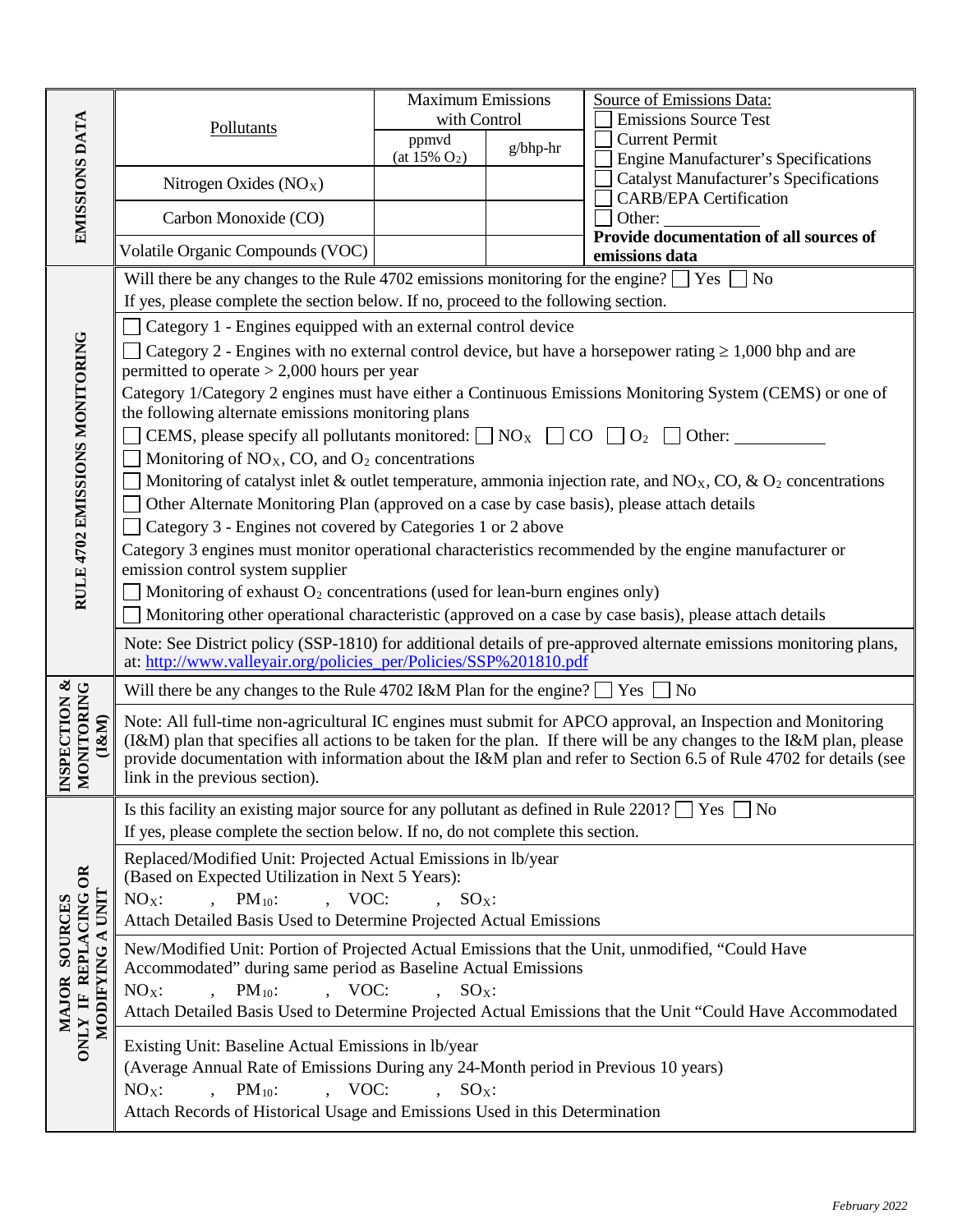## EMISSIONS DATA

| Pollutants | Maximum Emissions with Control | | Source of Emissions Data: |
|---|---|---|---|
| | ppmvd (at 15% $O_2$) | g/bhp-hr | ☐ Emissions Source Test<br>☐ Current Permit<br>☐ Engine Manufacturer's Specifications<br>☐ Catalyst Manufacturer's Specifications<br>☐ CARB/EPA Certification<br>☐ Other: ________<br>**Provide documentation of all sources of emissions data** |
| Nitrogen Oxides ($NO_X$) | | | |
| Carbon Monoxide (CO) | | | |
| Volatile Organic Compounds (VOC) | | | |

## RULE 4702 EMISSIONS MONITORING

Will there be any changes to the Rule 4702 emissions monitoring for the engine? ☐ Yes ☐ No

If yes, please complete the section below. If no, proceed to the following section.

☐ Category 1 - Engines equipped with an external control device

☐ Category 2 - Engines with no external control device, but have a horsepower rating ≥ 1,000 bhp and are permitted to operate > 2,000 hours per year

Category 1/Category 2 engines must have either a Continuous Emissions Monitoring System (CEMS) or one of the following alternate emissions monitoring plans

☐ CEMS, please specify all pollutants monitored: ☐ $NO_X$ ☐ CO ☐ $O_2$ ☐ Other: __________

☐ Monitoring of $NO_X$, CO, and $O_2$ concentrations

☐ Monitoring of catalyst inlet & outlet temperature, ammonia injection rate, and $NO_X$, CO, & $O_2$ concentrations

☐ Other Alternate Monitoring Plan (approved on a case by case basis), please attach details

☐ Category 3 - Engines not covered by Categories 1 or 2 above

Category 3 engines must monitor operational characteristics recommended by the engine manufacturer or emission control system supplier

☐ Monitoring of exhaust $O_2$ concentrations (used for lean-burn engines only)

☐ Monitoring other operational characteristic (approved on a case by case basis), please attach details

Note: See District policy (SSP-1810) for additional details of pre-approved alternate emissions monitoring plans, at: http://www.valleyair.org/policies_per/Policies/SSP%201810.pdf

## INSPECTION & MONITORING (I&M)

Will there be any changes to the Rule 4702 I&M Plan for the engine? ☐ Yes ☐ No

Note: All full-time non-agricultural IC engines must submit for APCO approval, an Inspection and Monitoring (I&M) plan that specifies all actions to be taken for the plan. If there will be any changes to the I&M plan, please provide documentation with information about the I&M plan and refer to Section 6.5 of Rule 4702 for details (see link in the previous section).

## MAJOR SOURCES ONLY IF REPLACING OR MODIFYING A UNIT

Is this facility an existing major source for any pollutant as defined in Rule 2201? ☐ Yes ☐ No

If yes, please complete the section below. If no, do not complete this section.

Replaced/Modified Unit: Projected Actual Emissions in lb/year
(Based on Expected Utilization in Next 5 Years):
$NO_X$: , $PM_{10}$: , VOC: , $SO_X$:
Attach Detailed Basis Used to Determine Projected Actual Emissions

New/Modified Unit: Portion of Projected Actual Emissions that the Unit, unmodified, "Could Have Accommodated" during same period as Baseline Actual Emissions
$NO_X$: , $PM_{10}$: , VOC: , $SO_X$:
Attach Detailed Basis Used to Determine Projected Actual Emissions that the Unit "Could Have Accommodated

Existing Unit: Baseline Actual Emissions in lb/year
(Average Annual Rate of Emissions During any 24-Month period in Previous 10 years)
$NO_X$: , $PM_{10}$: , VOC: , $SO_X$:
Attach Records of Historical Usage and Emissions Used in this Determination

*February 2022*